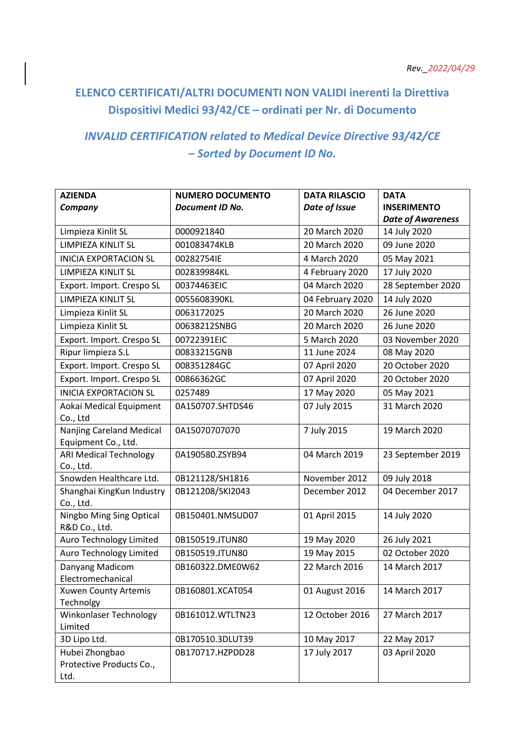*Rev.\_2022/04/29*

## ELENCO CERTIFICATI/ALTRI DOCUMENTI NON VALIDI inerenti la Direttiva Dispositivi Medici 93/42/CE – ordinati per Nr. di Documento

## *INVALID CERTIFICATION related to Medical Device Directive 93/42/CE – Sorted by Document ID No.*

| AZIENDA *Company* | NUMERO DOCUMENTO *Document ID No.* | DATA RILASCIO *Date of Issue* | DATA INSERIMENTO *Date of Awareness* |
|---|---|---|---|
| Limpieza Kinlit SL | 0000921840 | 20 March 2020 | 14 July 2020 |
| LIMPIEZA KINLIT SL | 001083474KLB | 20 March 2020 | 09 June 2020 |
| INICIA EXPORTACION SL | 00282754IE | 4 March 2020 | 05 May 2021 |
| LIMPIEZA KINLIT SL | 002839984KL | 4 February 2020 | 17 July 2020 |
| Export. Import. Crespo SL | 00374463EIC | 04 March 2020 | 28 September 2020 |
| LIMPIEZA KINLIT SL | 0055608390KL | 04 February 2020 | 14 July 2020 |
| Limpieza Kinlit SL | 0063172025 | 20 March 2020 | 26 June 2020 |
| Limpieza Kinlit SL | 00638212SNBG | 20 March 2020 | 26 June 2020 |
| Export. Import. Crespo SL | 00722391EIC | 5 March 2020 | 03 November 2020 |
| Ripur limpieza S.L | 00833215GNB | 11 June 2024 | 08 May 2020 |
| Export. Import. Crespo SL | 008351284GC | 07 April 2020 | 20 October 2020 |
| Export. Import. Crespo SL | 00866362GC | 07 April 2020 | 20 October 2020 |
| INICIA EXPORTACION SL | 0257489 | 17 May 2020 | 05 May 2021 |
| Aokai Medical Equipment Co., Ltd | 0A150707.SHTDS46 | 07 July 2015 | 31 March 2020 |
| Nanjing Careland Medical Equipment Co., Ltd. | 0A15070707070 | 7 July 2015 | 19 March 2020 |
| ARI Medical Technology Co., Ltd. | 0A190580.ZSYB94 | 04 March 2019 | 23 September 2019 |
| Snowden Healthcare Ltd. | 0B121128/SH1816 | November 2012 | 09 July 2018 |
| Shanghai KingKun Industry Co., Ltd. | 0B121208/SKI2043 | December 2012 | 04 December 2017 |
| Ningbo Ming Sing Optical R&D Co., Ltd. | 0B150401.NMSUD07 | 01 April 2015 | 14 July 2020 |
| Auro Technology Limited | 0B150519.JTUN80 | 19 May 2020 | 26 July 2021 |
| Auro Technology Limited | 0B150519.JTUN80 | 19 May 2015 | 02 October 2020 |
| Danyang Madicom Electromechanical | 0B160322.DME0W62 | 22 March 2016 | 14 March 2017 |
| Xuwen County Artemis Technolgy | 0B160801.XCAT054 | 01 August 2016 | 14 March 2017 |
| Winkonlaser Technology Limited | 0B161012.WTLTN23 | 12 October 2016 | 27 March 2017 |
| 3D Lipo Ltd. | 0B170510.3DLUT39 | 10 May 2017 | 22 May 2017 |
| Hubei Zhongbao Protective Products Co., Ltd. | 0B170717.HZPDD28 | 17 July 2017 | 03 April 2020 |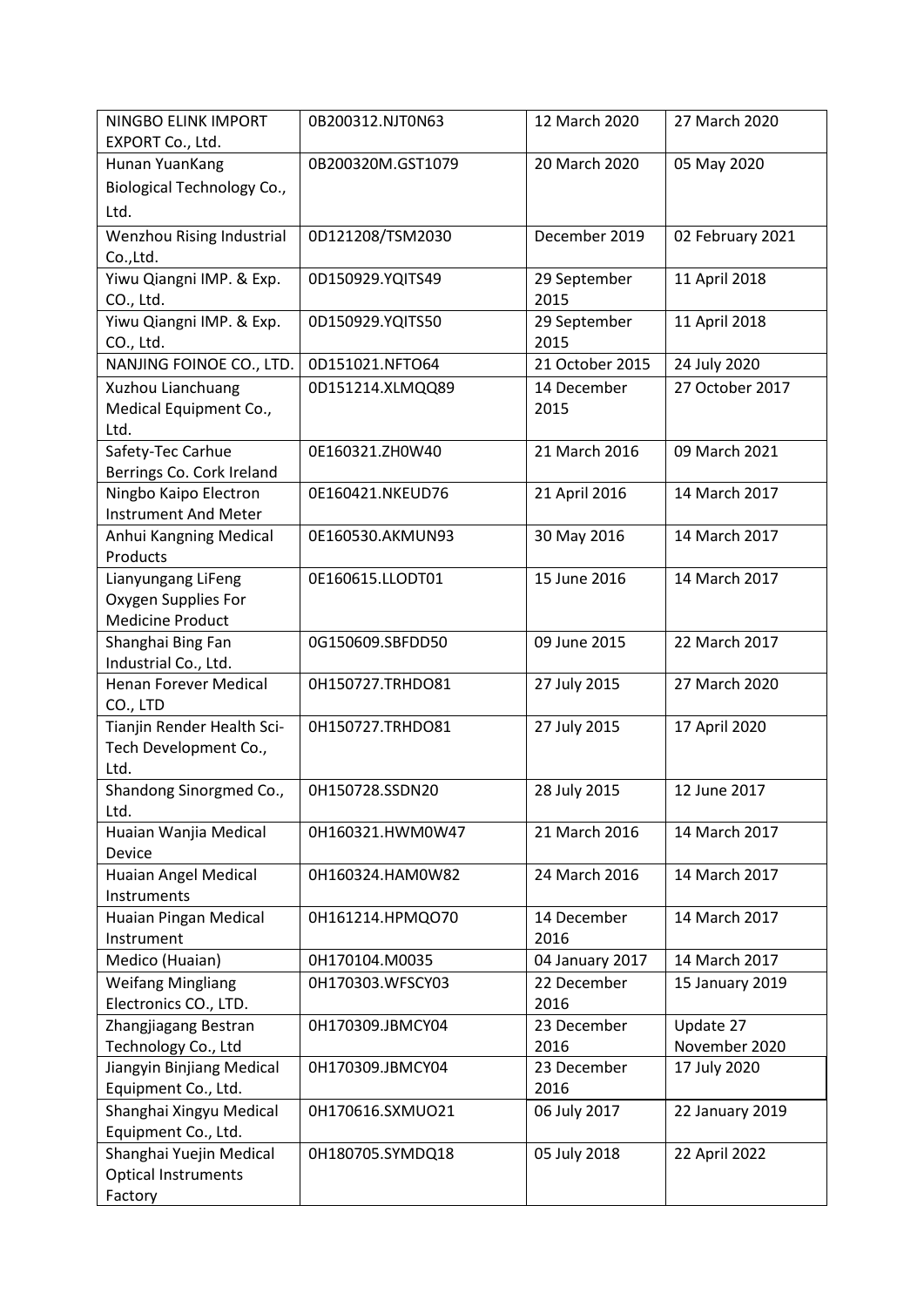| | | | |
|---|---|---|---|
| NINGBO ELINK IMPORT EXPORT Co., Ltd. | 0B200312.NJT0N63 | 12 March 2020 | 27 March 2020 |
| Hunan YuanKang Biological Technology Co., Ltd. | 0B200320M.GST1079 | 20 March 2020 | 05 May 2020 |
| Wenzhou Rising Industrial Co.,Ltd. | 0D121208/TSM2030 | December 2019 | 02 February 2021 |
| Yiwu Qiangni IMP. & Exp. CO., Ltd. | 0D150929.YQITS49 | 29 September 2015 | 11 April 2018 |
| Yiwu Qiangni IMP. & Exp. CO., Ltd. | 0D150929.YQITS50 | 29 September 2015 | 11 April 2018 |
| NANJING FOINOE CO., LTD. | 0D151021.NFTO64 | 21 October 2015 | 24 July 2020 |
| Xuzhou Lianchuang Medical Equipment Co., Ltd. | 0D151214.XLMQQ89 | 14 December 2015 | 27 October 2017 |
| Safety-Tec Carhue Berrings Co. Cork Ireland | 0E160321.ZH0W40 | 21 March 2016 | 09 March 2021 |
| Ningbo Kaipo Electron Instrument And Meter | 0E160421.NKEUD76 | 21 April 2016 | 14 March 2017 |
| Anhui Kangning Medical Products | 0E160530.AKMUN93 | 30 May 2016 | 14 March 2017 |
| Lianyungang LiFeng Oxygen Supplies For Medicine Product | 0E160615.LLODT01 | 15 June 2016 | 14 March 2017 |
| Shanghai Bing Fan Industrial Co., Ltd. | 0G150609.SBFDD50 | 09 June 2015 | 22 March 2017 |
| Henan Forever Medical CO., LTD | 0H150727.TRHDO81 | 27 July 2015 | 27 March 2020 |
| Tianjin Render Health Sci-Tech Development Co., Ltd. | 0H150727.TRHDO81 | 27 July 2015 | 17 April 2020 |
| Shandong Sinorgmed Co., Ltd. | 0H150728.SSDN20 | 28 July 2015 | 12 June 2017 |
| Huaian Wanjia Medical Device | 0H160321.HWM0W47 | 21 March 2016 | 14 March 2017 |
| Huaian Angel Medical Instruments | 0H160324.HAM0W82 | 24 March 2016 | 14 March 2017 |
| Huaian Pingan Medical Instrument | 0H161214.HPMQO70 | 14 December 2016 | 14 March 2017 |
| Medico (Huaian) | 0H170104.M0035 | 04 January 2017 | 14 March 2017 |
| Weifang Mingliang Electronics CO., LTD. | 0H170303.WFSCY03 | 22 December 2016 | 15 January 2019 |
| Zhangjiagang Bestran Technology Co., Ltd | 0H170309.JBMCY04 | 23 December 2016 | Update 27 November 2020 |
| Jiangyin Binjiang Medical Equipment Co., Ltd. | 0H170309.JBMCY04 | 23 December 2016 | 17 July 2020 |
| Shanghai Xingyu Medical Equipment Co., Ltd. | 0H170616.SXMUO21 | 06 July 2017 | 22 January 2019 |
| Shanghai Yuejin Medical Optical Instruments Factory | 0H180705.SYMDQ18 | 05 July 2018 | 22 April 2022 |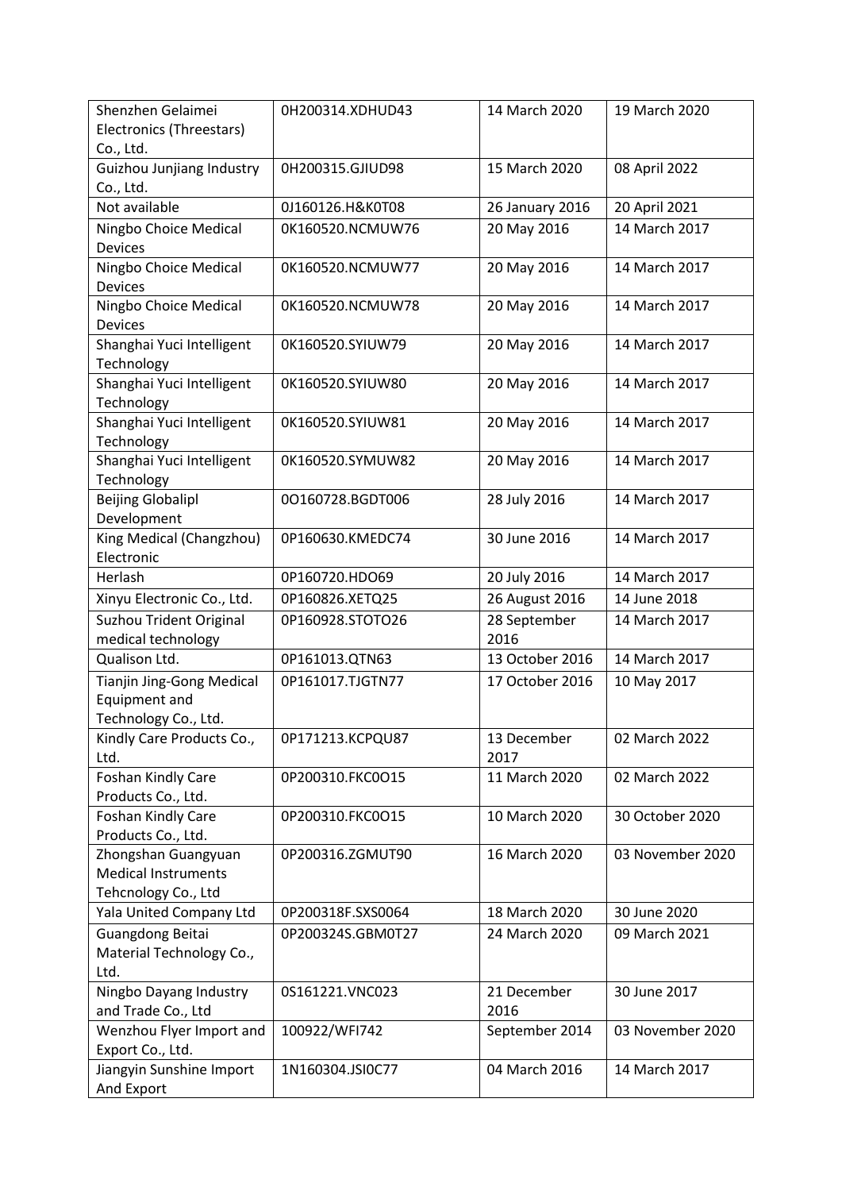| | | | |
|---|---|---|---|
| Shenzhen Gelaimei Electronics (Threestars) Co., Ltd. | 0H200314.XDHUD43 | 14 March 2020 | 19 March 2020 |
| Guizhou Junjiang Industry Co., Ltd. | 0H200315.GJIUD98 | 15 March 2020 | 08 April 2022 |
| Not available | 0J160126.H&K0T08 | 26 January 2016 | 20 April 2021 |
| Ningbo Choice Medical Devices | 0K160520.NCMUW76 | 20 May 2016 | 14 March 2017 |
| Ningbo Choice Medical Devices | 0K160520.NCMUW77 | 20 May 2016 | 14 March 2017 |
| Ningbo Choice Medical Devices | 0K160520.NCMUW78 | 20 May 2016 | 14 March 2017 |
| Shanghai Yuci Intelligent Technology | 0K160520.SYIUW79 | 20 May 2016 | 14 March 2017 |
| Shanghai Yuci Intelligent Technology | 0K160520.SYIUW80 | 20 May 2016 | 14 March 2017 |
| Shanghai Yuci Intelligent Technology | 0K160520.SYIUW81 | 20 May 2016 | 14 March 2017 |
| Shanghai Yuci Intelligent Technology | 0K160520.SYMUW82 | 20 May 2016 | 14 March 2017 |
| Beijing Globalipl Development | 0O160728.BGDT006 | 28 July 2016 | 14 March 2017 |
| King Medical (Changzhou) Electronic | 0P160630.KMEDC74 | 30 June 2016 | 14 March 2017 |
| Herlash | 0P160720.HDO69 | 20 July 2016 | 14 March 2017 |
| Xinyu Electronic Co., Ltd. | 0P160826.XETQ25 | 26 August 2016 | 14 June 2018 |
| Suzhou Trident Original medical technology | 0P160928.STOTO26 | 28 September 2016 | 14 March 2017 |
| Qualison Ltd. | 0P161013.QTN63 | 13 October 2016 | 14 March 2017 |
| Tianjin Jing-Gong Medical Equipment and Technology Co., Ltd. | 0P161017.TJGTN77 | 17 October 2016 | 10 May 2017 |
| Kindly Care Products Co., Ltd. | 0P171213.KCPQU87 | 13 December 2017 | 02 March 2022 |
| Foshan Kindly Care Products Co., Ltd. | 0P200310.FKC0O15 | 11 March 2020 | 02 March 2022 |
| Foshan Kindly Care Products Co., Ltd. | 0P200310.FKC0O15 | 10 March 2020 | 30 October 2020 |
| Zhongshan Guangyuan Medical Instruments Tehcnology Co., Ltd | 0P200316.ZGMUT90 | 16 March 2020 | 03 November 2020 |
| Yala United Company Ltd | 0P200318F.SXS0064 | 18 March 2020 | 30 June 2020 |
| Guangdong Beitai Material Technology Co., Ltd. | 0P200324S.GBM0T27 | 24 March 2020 | 09 March 2021 |
| Ningbo Dayang Industry and Trade Co., Ltd | 0S161221.VNC023 | 21 December 2016 | 30 June 2017 |
| Wenzhou Flyer Import and Export Co., Ltd. | 100922/WFI742 | September 2014 | 03 November 2020 |
| Jiangyin Sunshine Import And Export | 1N160304.JSI0C77 | 04 March 2016 | 14 March 2017 |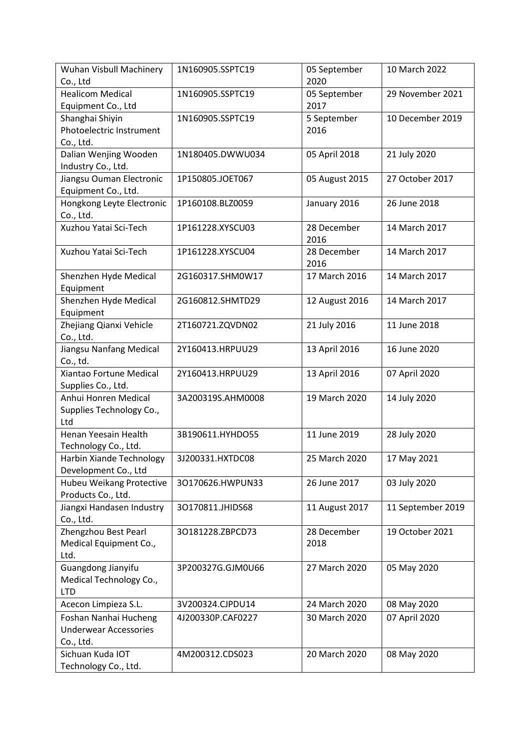| | | | |
|---|---|---|---|
| Wuhan Visbull Machinery Co., Ltd | 1N160905.SSPTC19 | 05 September 2020 | 10 March 2022 |
| Healicom Medical Equipment Co., Ltd | 1N160905.SSPTC19 | 05 September 2017 | 29 November 2021 |
| Shanghai Shiyin Photoelectric Instrument Co., Ltd. | 1N160905.SSPTC19 | 5 September 2016 | 10 December 2019 |
| Dalian Wenjing Wooden Industry Co., Ltd. | 1N180405.DWWU034 | 05 April 2018 | 21 July 2020 |
| Jiangsu Ouman Electronic Equipment Co., Ltd. | 1P150805.JOET067 | 05 August 2015 | 27 October 2017 |
| Hongkong Leyte Electronic Co., Ltd. | 1P160108.BLZ0059 | January 2016 | 26 June 2018 |
| Xuzhou Yatai Sci-Tech | 1P161228.XYSCU03 | 28 December 2016 | 14 March 2017 |
| Xuzhou Yatai Sci-Tech | 1P161228.XYSCU04 | 28 December 2016 | 14 March 2017 |
| Shenzhen Hyde Medical Equipment | 2G160317.SHM0W17 | 17 March 2016 | 14 March 2017 |
| Shenzhen Hyde Medical Equipment | 2G160812.SHMTD29 | 12 August 2016 | 14 March 2017 |
| Zhejiang Qianxi Vehicle Co., Ltd. | 2T160721.ZQVDN02 | 21 July 2016 | 11 June 2018 |
| Jiangsu Nanfang Medical Co., td. | 2Y160413.HRPUU29 | 13 April 2016 | 16 June 2020 |
| Xiantao Fortune Medical Supplies Co., Ltd. | 2Y160413.HRPUU29 | 13 April 2016 | 07 April 2020 |
| Anhui Honren Medical Supplies Technology Co., Ltd | 3A200319S.AHM0008 | 19 March 2020 | 14 July 2020 |
| Henan Yeesain Health Technology Co., Ltd. | 3B190611.HYHDO55 | 11 June 2019 | 28 July 2020 |
| Harbin Xiande Technology Development Co., Ltd | 3J200331.HXTDC08 | 25 March 2020 | 17 May 2021 |
| Hubeu Weikang Protective Products Co., Ltd. | 3O170626.HWPUN33 | 26 June 2017 | 03 July 2020 |
| Jiangxi Handasen Industry Co., Ltd. | 3O170811.JHIDS68 | 11 August 2017 | 11 September 2019 |
| Zhengzhou Best Pearl Medical Equipment Co., Ltd. | 3O181228.ZBPCD73 | 28 December 2018 | 19 October 2021 |
| Guangdong Jianyifu Medical Technology Co., LTD | 3P200327G.GJM0U66 | 27 March 2020 | 05 May 2020 |
| Acecon Limpieza S.L. | 3V200324.CJPDU14 | 24 March 2020 | 08 May 2020 |
| Foshan Nanhai Hucheng Underwear Accessories Co., Ltd. | 4J200330P.CAF0227 | 30 March 2020 | 07 April 2020 |
| Sichuan Kuda IOT Technology Co., Ltd. | 4M200312.CDS023 | 20 March 2020 | 08 May 2020 |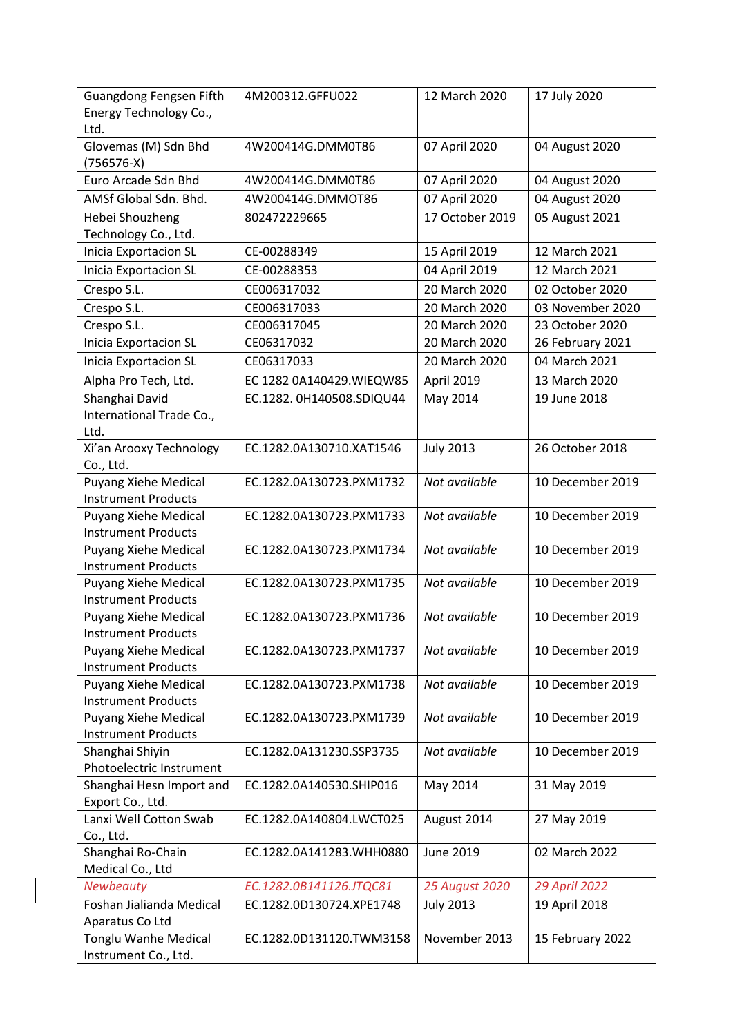| | | | |
|---|---|---|---|
| Guangdong Fengsen Fifth Energy Technology Co., Ltd. | 4M200312.GFFU022 | 12 March 2020 | 17 July 2020 |
| Glovemas (M) Sdn Bhd (756576-X) | 4W200414G.DMM0T86 | 07 April 2020 | 04 August 2020 |
| Euro Arcade Sdn Bhd | 4W200414G.DMM0T86 | 07 April 2020 | 04 August 2020 |
| AMSf Global Sdn. Bhd. | 4W200414G.DMMOT86 | 07 April 2020 | 04 August 2020 |
| Hebei Shouzheng Technology Co., Ltd. | 802472229665 | 17 October 2019 | 05 August 2021 |
| Inicia Exportacion SL | CE-00288349 | 15 April 2019 | 12 March 2021 |
| Inicia Exportacion SL | CE-00288353 | 04 April 2019 | 12 March 2021 |
| Crespo S.L. | CE006317032 | 20 March 2020 | 02 October 2020 |
| Crespo S.L. | CE006317033 | 20 March 2020 | 03 November 2020 |
| Crespo S.L. | CE006317045 | 20 March 2020 | 23 October 2020 |
| Inicia Exportacion SL | CE06317032 | 20 March 2020 | 26 February 2021 |
| Inicia Exportacion SL | CE06317033 | 20 March 2020 | 04 March 2021 |
| Alpha Pro Tech, Ltd. | EC 1282 0A140429.WIEQW85 | April 2019 | 13 March 2020 |
| Shanghai David International Trade Co., Ltd. | EC.1282. 0H140508.SDIQU44 | May 2014 | 19 June 2018 |
| Xi'an Arooxy Technology Co., Ltd. | EC.1282.0A130710.XAT1546 | July 2013 | 26 October 2018 |
| Puyang Xiehe Medical Instrument Products | EC.1282.0A130723.PXM1732 | *Not available* | 10 December 2019 |
| Puyang Xiehe Medical Instrument Products | EC.1282.0A130723.PXM1733 | *Not available* | 10 December 2019 |
| Puyang Xiehe Medical Instrument Products | EC.1282.0A130723.PXM1734 | *Not available* | 10 December 2019 |
| Puyang Xiehe Medical Instrument Products | EC.1282.0A130723.PXM1735 | *Not available* | 10 December 2019 |
| Puyang Xiehe Medical Instrument Products | EC.1282.0A130723.PXM1736 | *Not available* | 10 December 2019 |
| Puyang Xiehe Medical Instrument Products | EC.1282.0A130723.PXM1737 | *Not available* | 10 December 2019 |
| Puyang Xiehe Medical Instrument Products | EC.1282.0A130723.PXM1738 | *Not available* | 10 December 2019 |
| Puyang Xiehe Medical Instrument Products | EC.1282.0A130723.PXM1739 | *Not available* | 10 December 2019 |
| Shanghai Shiyin Photoelectric Instrument | EC.1282.0A131230.SSP3735 | *Not available* | 10 December 2019 |
| Shanghai Hesn Import and Export Co., Ltd. | EC.1282.0A140530.SHIP016 | May 2014 | 31 May 2019 |
| Lanxi Well Cotton Swab Co., Ltd. | EC.1282.0A140804.LWCT025 | August 2014 | 27 May 2019 |
| Shanghai Ro-Chain Medical Co., Ltd | EC.1282.0A141283.WHH0880 | June 2019 | 02 March 2022 |
| *Newbeauty* | *EC.1282.0B141126.JTQC81* | *25 August 2020* | *29 April 2022* |
| Foshan Jialianda Medical Aparatus Co Ltd | EC.1282.0D130724.XPE1748 | July 2013 | 19 April 2018 |
| Tonglu Wanhe Medical Instrument Co., Ltd. | EC.1282.0D131120.TWM3158 | November 2013 | 15 February 2022 |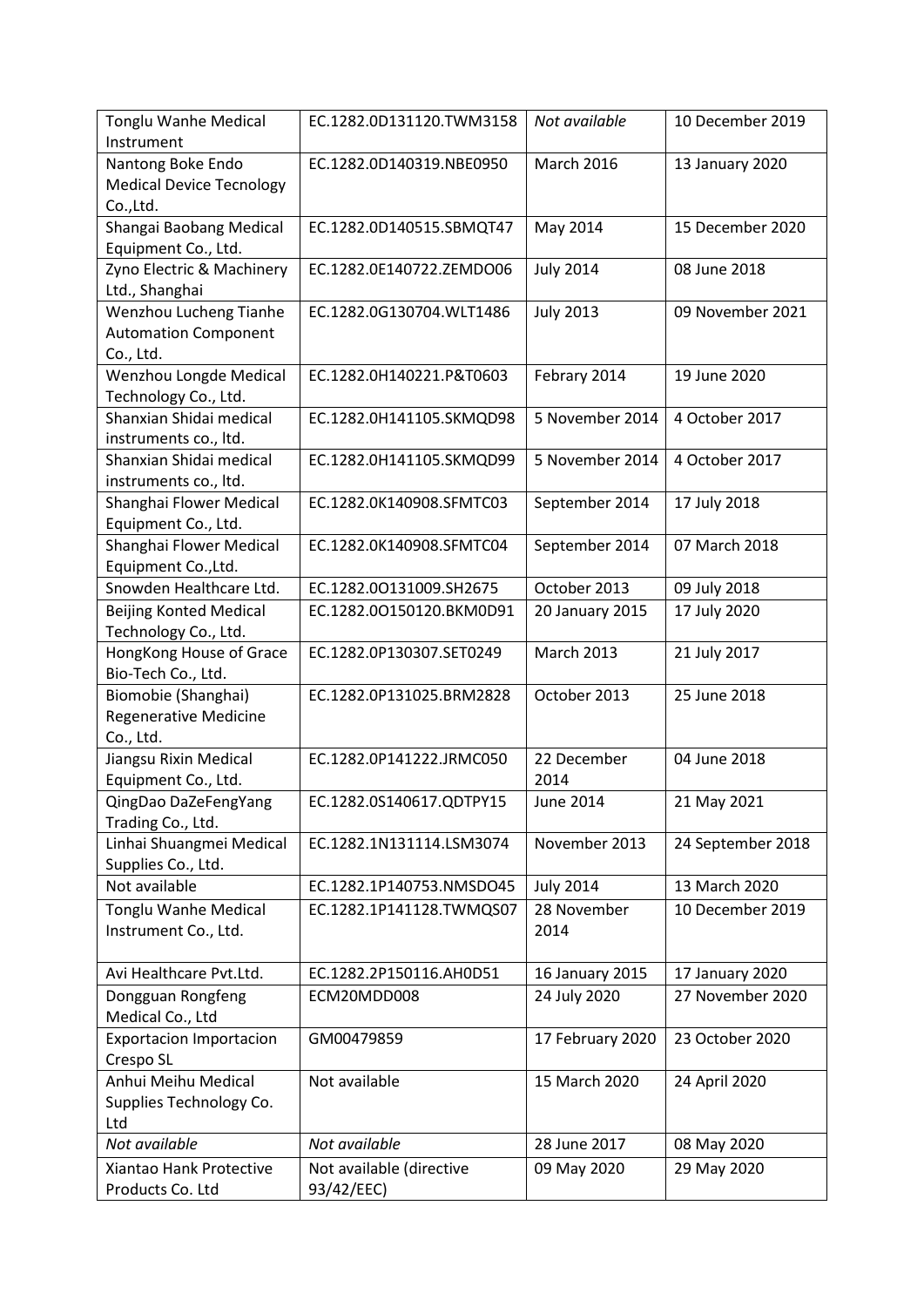| Tonglu Wanhe Medical Instrument | EC.1282.0D131120.TWM3158 | *Not available* | 10 December 2019 |
|---|---|---|---|
| Nantong Boke Endo Medical Device Tecnology Co.,Ltd. | EC.1282.0D140319.NBE0950 | March 2016 | 13 January 2020 |
| Shangai Baobang Medical Equipment Co., Ltd. | EC.1282.0D140515.SBMQT47 | May 2014 | 15 December 2020 |
| Zyno Electric & Machinery Ltd., Shanghai | EC.1282.0E140722.ZEMDO06 | July 2014 | 08 June 2018 |
| Wenzhou Lucheng Tianhe Automation Component Co., Ltd. | EC.1282.0G130704.WLT1486 | July 2013 | 09 November 2021 |
| Wenzhou Longde Medical Technology Co., Ltd. | EC.1282.0H140221.P&T0603 | Febrary 2014 | 19 June 2020 |
| Shanxian Shidai medical instruments co., ltd. | EC.1282.0H141105.SKMQD98 | 5 November 2014 | 4 October 2017 |
| Shanxian Shidai medical instruments co., ltd. | EC.1282.0H141105.SKMQD99 | 5 November 2014 | 4 October 2017 |
| Shanghai Flower Medical Equipment Co., Ltd. | EC.1282.0K140908.SFMTC03 | September 2014 | 17 July 2018 |
| Shanghai Flower Medical Equipment Co.,Ltd. | EC.1282.0K140908.SFMTC04 | September 2014 | 07 March 2018 |
| Snowden Healthcare Ltd. | EC.1282.0O131009.SH2675 | October 2013 | 09 July 2018 |
| Beijing Konted Medical Technology Co., Ltd. | EC.1282.0O150120.BKM0D91 | 20 January 2015 | 17 July 2020 |
| HongKong House of Grace Bio-Tech Co., Ltd. | EC.1282.0P130307.SET0249 | March 2013 | 21 July 2017 |
| Biomobie (Shanghai) Regenerative Medicine Co., Ltd. | EC.1282.0P131025.BRM2828 | October 2013 | 25 June 2018 |
| Jiangsu Rixin Medical Equipment Co., Ltd. | EC.1282.0P141222.JRMC050 | 22 December 2014 | 04 June 2018 |
| QingDao DaZeFengYang Trading Co., Ltd. | EC.1282.0S140617.QDTPY15 | June 2014 | 21 May 2021 |
| Linhai Shuangmei Medical Supplies Co., Ltd. | EC.1282.1N131114.LSM3074 | November 2013 | 24 September 2018 |
| Not available | EC.1282.1P140753.NMSDO45 | July 2014 | 13 March 2020 |
| Tonglu Wanhe Medical Instrument Co., Ltd. | EC.1282.1P141128.TWMQS07 | 28 November 2014 | 10 December 2019 |
| Avi Healthcare Pvt.Ltd. | EC.1282.2P150116.AH0D51 | 16 January 2015 | 17 January 2020 |
| Dongguan Rongfeng Medical Co., Ltd | ECM20MDD008 | 24 July 2020 | 27 November 2020 |
| Exportacion Importacion Crespo SL | GM00479859 | 17 February 2020 | 23 October 2020 |
| Anhui Meihu Medical Supplies Technology Co. Ltd | Not available | 15 March 2020 | 24 April 2020 |
| *Not available* | *Not available* | 28 June 2017 | 08 May 2020 |
| Xiantao Hank Protective Products Co. Ltd | Not available (directive 93/42/EEC) | 09 May 2020 | 29 May 2020 |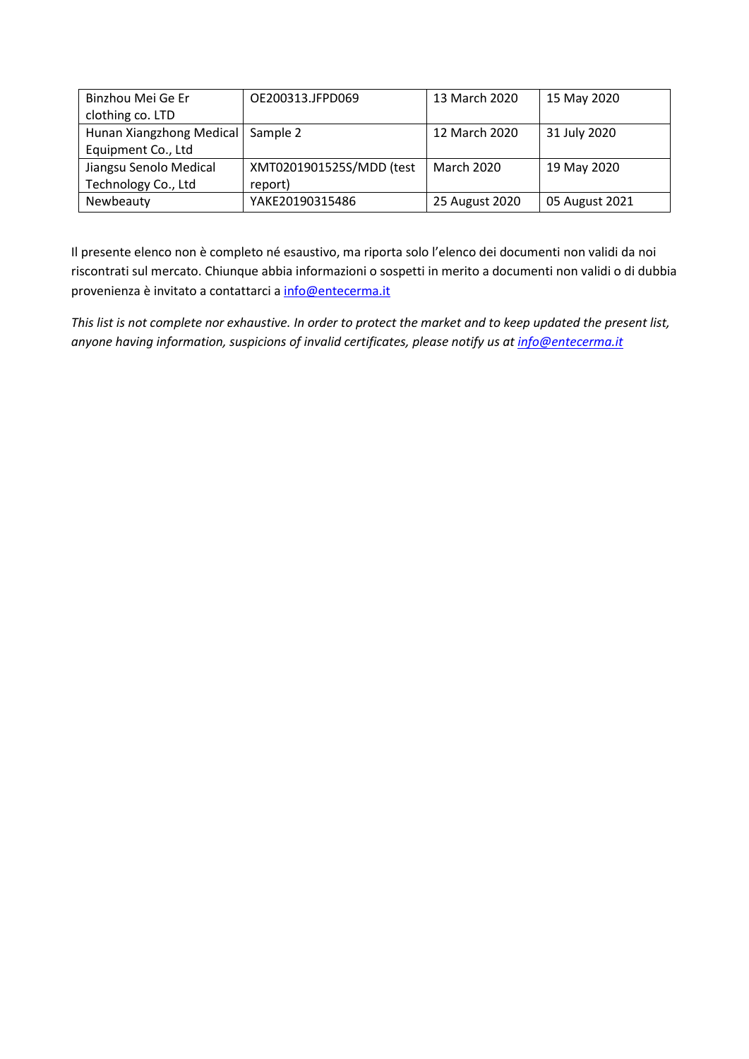| | | | |
|---|---|---|---|
| Binzhou Mei Ge Er clothing co. LTD | OE200313.JFPD069 | 13 March 2020 | 15 May 2020 |
| Hunan Xiangzhong Medical Equipment Co., Ltd | Sample 2 | 12 March 2020 | 31 July 2020 |
| Jiangsu Senolo Medical Technology Co., Ltd | XMT0201901525S/MDD (test report) | March 2020 | 19 May 2020 |
| Newbeauty | YAKE20190315486 | 25 August 2020 | 05 August 2021 |

Il presente elenco non è completo né esaustivo, ma riporta solo l'elenco dei documenti non validi da noi riscontrati sul mercato. Chiunque abbia informazioni o sospetti in merito a documenti non validi o di dubbia provenienza è invitato a contattarci a info@entecerma.it

*This list is not complete nor exhaustive. In order to protect the market and to keep updated the present list, anyone having information, suspicions of invalid certificates, please notify us at info@entecerma.it*